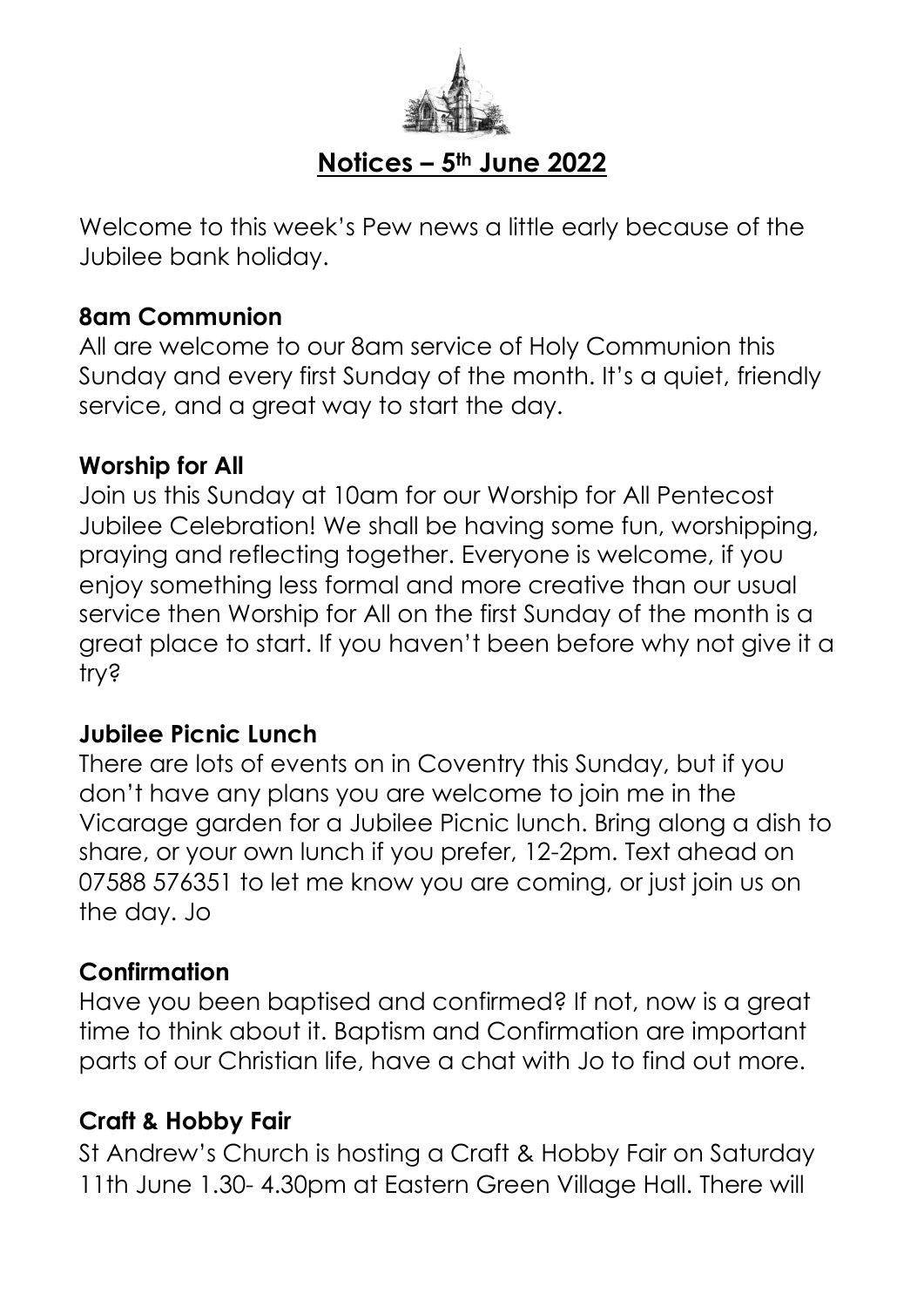# Notices – 5th June 2022

Welcome to this week's Pew news a little early because of the Jubilee bank holiday.

**8am Communion**

All are welcome to our 8am service of Holy Communion this Sunday and every first Sunday of the month. It's a quiet, friendly service, and a great way to start the day.

**Worship for All**

Join us this Sunday at 10am for our Worship for All Pentecost Jubilee Celebration! We shall be having some fun, worshipping, praying and reflecting together. Everyone is welcome, if you enjoy something less formal and more creative than our usual service then Worship for All on the first Sunday of the month is a great place to start. If you haven't been before why not give it a try?

**Jubilee Picnic Lunch**

There are lots of events on in Coventry this Sunday, but if you don't have any plans you are welcome to join me in the Vicarage garden for a Jubilee Picnic lunch. Bring along a dish to share, or your own lunch if you prefer, 12-2pm. Text ahead on 07588 576351 to let me know you are coming, or just join us on the day. Jo

**Confirmation**

Have you been baptised and confirmed? If not, now is a great time to think about it. Baptism and Confirmation are important parts of our Christian life, have a chat with Jo to find out more.

**Craft & Hobby Fair**

St Andrew's Church is hosting a Craft & Hobby Fair on Saturday 11th June 1.30- 4.30pm at Eastern Green Village Hall. There will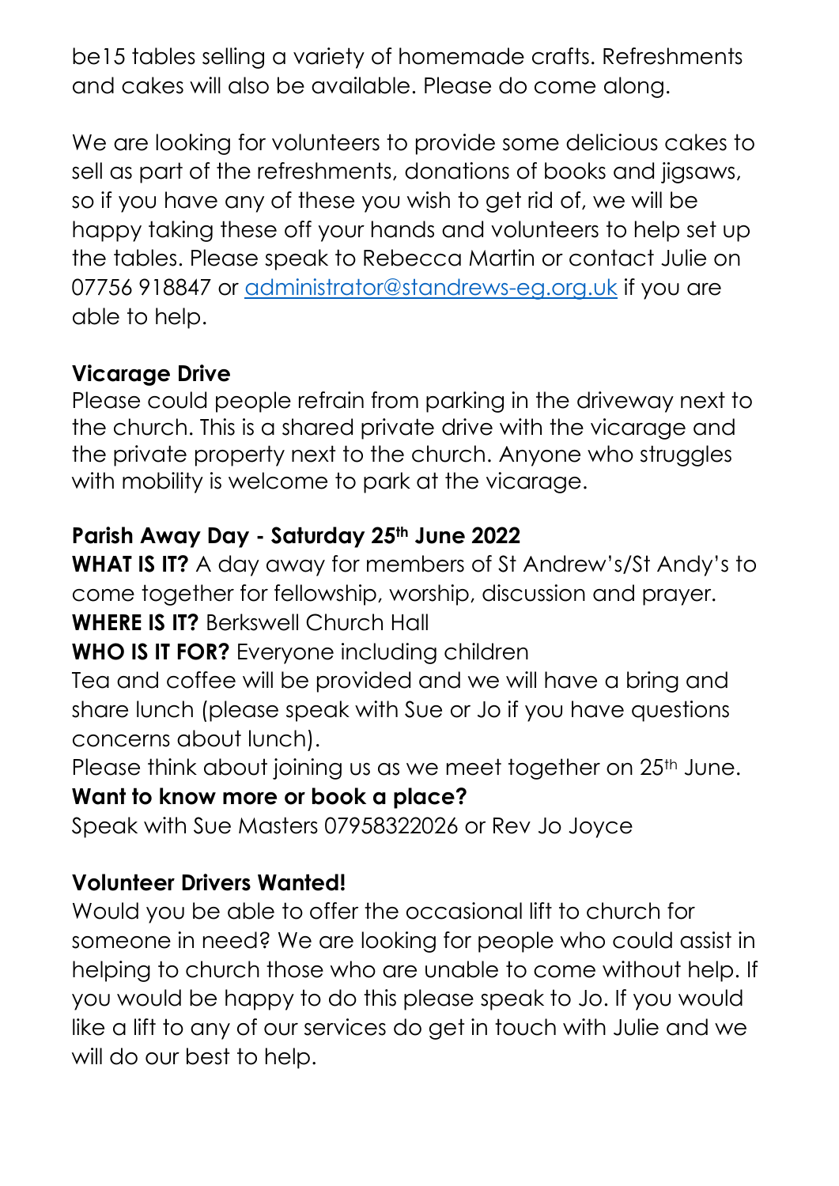be15 tables selling a variety of homemade crafts. Refreshments and cakes will also be available. Please do come along.

We are looking for volunteers to provide some delicious cakes to sell as part of the refreshments, donations of books and jigsaws, so if you have any of these you wish to get rid of, we will be happy taking these off your hands and volunteers to help set up the tables. Please speak to Rebecca Martin or contact Julie on 07756 918847 or [administrator@standrews-eg.org.uk](mailto:administrator@standrews-eg.org.uk) if you are able to help.

**Vicarage Drive**

Please could people refrain from parking in the driveway next to the church. This is a shared private drive with the vicarage and the private property next to the church. Anyone who struggles with mobility is welcome to park at the vicarage.

**Parish Away Day - Saturday 25th June 2022**

**WHAT IS IT?** A day away for members of St Andrew's/St Andy's to come together for fellowship, worship, discussion and prayer.

**WHERE IS IT?** Berkswell Church Hall

**WHO IS IT FOR?** Everyone including children

Tea and coffee will be provided and we will have a bring and share lunch (please speak with Sue or Jo if you have questions concerns about lunch).

Please think about joining us as we meet together on 25th June.

**Want to know more or book a place?**

Speak with Sue Masters 07958322026 or Rev Jo Joyce

**Volunteer Drivers Wanted!**

Would you be able to offer the occasional lift to church for someone in need? We are looking for people who could assist in helping to church those who are unable to come without help. If you would be happy to do this please speak to Jo. If you would like a lift to any of our services do get in touch with Julie and we will do our best to help.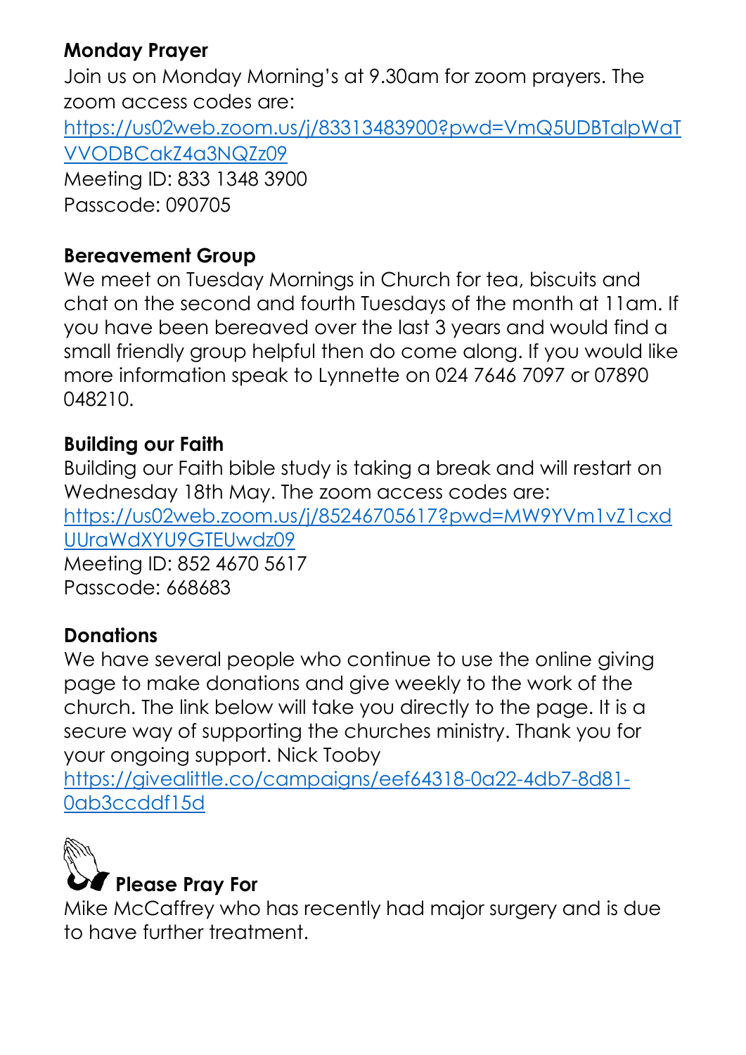**Monday Prayer**

Join us on Monday Morning's at 9.30am for zoom prayers. The zoom access codes are:

https://us02web.zoom.us/j/83313483900?pwd=VmQ5UDBTalpWaTVVODBCakZ4a3NQZz09

Meeting ID: 833 1348 3900

Passcode: 090705

**Bereavement Group**

We meet on Tuesday Mornings in Church for tea, biscuits and chat on the second and fourth Tuesdays of the month at 11am. If you have been bereaved over the last 3 years and would find a small friendly group helpful then do come along. If you would like more information speak to Lynnette on 024 7646 7097 or 07890 048210.

**Building our Faith**

Building our Faith bible study is taking a break and will restart on Wednesday 18th May. The zoom access codes are:

https://us02web.zoom.us/j/85246705617?pwd=MW9YVm1vZ1cxdUUraWdXYU9GTEUwdz09

Meeting ID: 852 4670 5617

Passcode: 668683

**Donations**

We have several people who continue to use the online giving page to make donations and give weekly to the work of the church. The link below will take you directly to the page. It is a secure way of supporting the churches ministry. Thank you for your ongoing support. Nick Tooby

https://givealittle.co/campaigns/eef64318-0a22-4db7-8d81-0ab3ccddf15d

**Please Pray For**

Mike McCaffrey who has recently had major surgery and is due to have further treatment.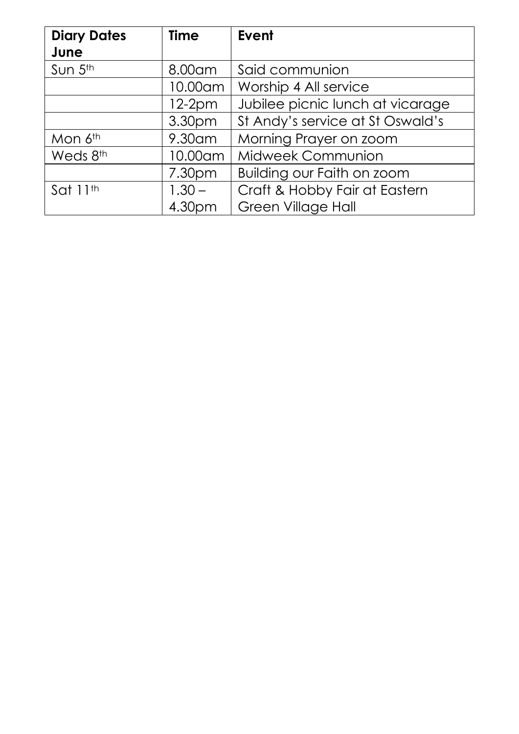| Diary Dates June | Time | Event |
|---|---|---|
| Sun 5th | 8.00am | Said communion |
| | 10.00am | Worship 4 All service |
| | 12-2pm | Jubilee picnic lunch at vicarage |
| | 3.30pm | St Andy's service at St Oswald's |
| Mon 6th | 9.30am | Morning Prayer on zoom |
| Weds 8th | 10.00am | Midweek Communion |
| | 7.30pm | Building our Faith on zoom |
| Sat 11th | 1.30 – 4.30pm | Craft & Hobby Fair at Eastern Green Village Hall |